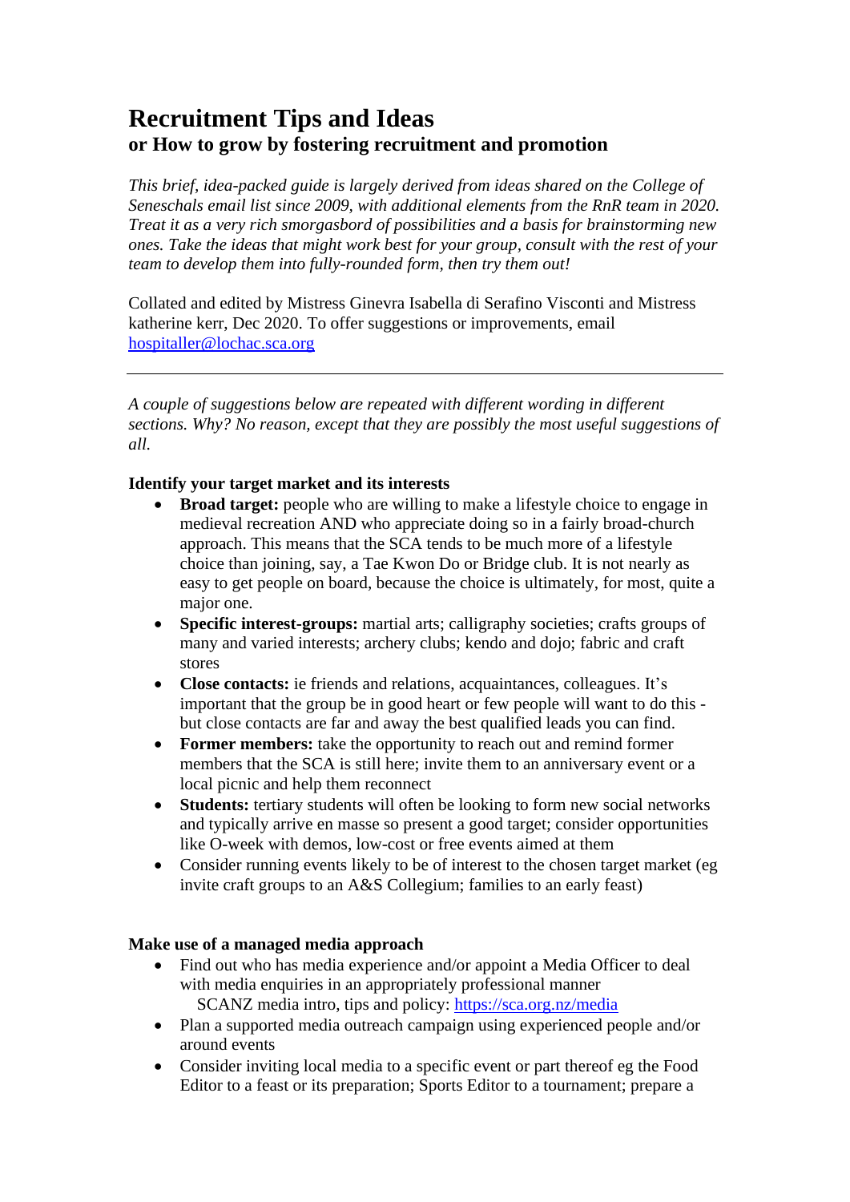# Recruitment Tips and Ideas

## or How to grow by fostering recruitment and promotion

*This brief, idea-packed guide is largely derived from ideas shared on the College of Seneschals email list since 2009, with additional elements from the RnR team in 2020. Treat it as a very rich smorgasbord of possibilities and a basis for brainstorming new ones. Take the ideas that might work best for your group, consult with the rest of your team to develop them into fully-rounded form, then try them out!*

Collated and edited by Mistress Ginevra Isabella di Serafino Visconti and Mistress katherine kerr, Dec 2020. To offer suggestions or improvements, email [hospitaller@lochac.sca.org](mailto:hospitaller@lochac.sca.org)

---

*A couple of suggestions below are repeated with different wording in different sections. Why? No reason, except that they are possibly the most useful suggestions of all.*

### Identify your target market and its interests

- **Broad target:** people who are willing to make a lifestyle choice to engage in medieval recreation AND who appreciate doing so in a fairly broad-church approach. This means that the SCA tends to be much more of a lifestyle choice than joining, say, a Tae Kwon Do or Bridge club. It is not nearly as easy to get people on board, because the choice is ultimately, for most, quite a major one.
- **Specific interest-groups:** martial arts; calligraphy societies; crafts groups of many and varied interests; archery clubs; kendo and dojo; fabric and craft stores
- **Close contacts:** ie friends and relations, acquaintances, colleagues. It's important that the group be in good heart or few people will want to do this - but close contacts are far and away the best qualified leads you can find.
- **Former members:** take the opportunity to reach out and remind former members that the SCA is still here; invite them to an anniversary event or a local picnic and help them reconnect
- **Students:** tertiary students will often be looking to form new social networks and typically arrive en masse so present a good target; consider opportunities like O-week with demos, low-cost or free events aimed at them
- Consider running events likely to be of interest to the chosen target market (eg invite craft groups to an A&S Collegium; families to an early feast)

### Make use of a managed media approach

- Find out who has media experience and/or appoint a Media Officer to deal with media enquiries in an appropriately professional manner
  SCANZ media intro, tips and policy: [https://sca.org.nz/media](https://sca.org.nz/media)
- Plan a supported media outreach campaign using experienced people and/or around events
- Consider inviting local media to a specific event or part thereof eg the Food Editor to a feast or its preparation; Sports Editor to a tournament; prepare a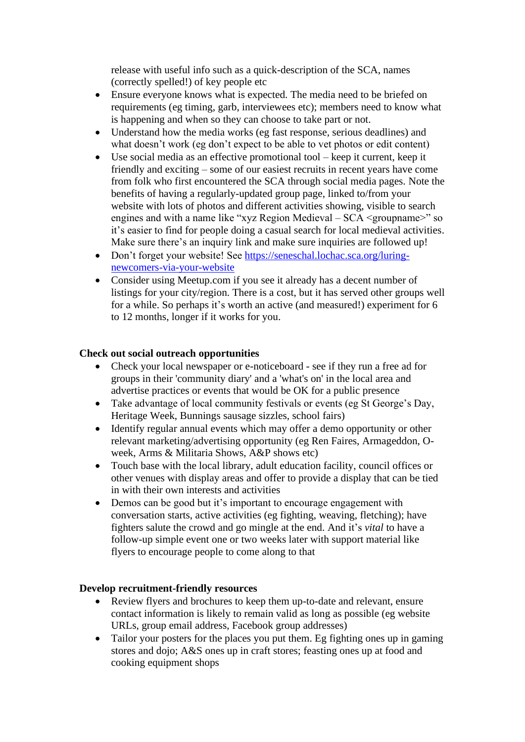release with useful info such as a quick-description of the SCA, names (correctly spelled!) of key people etc

- Ensure everyone knows what is expected. The media need to be briefed on requirements (eg timing, garb, interviewees etc); members need to know what is happening and when so they can choose to take part or not.
- Understand how the media works (eg fast response, serious deadlines) and what doesn't work (eg don't expect to be able to vet photos or edit content)
- Use social media as an effective promotional tool – keep it current, keep it friendly and exciting – some of our easiest recruits in recent years have come from folk who first encountered the SCA through social media pages. Note the benefits of having a regularly-updated group page, linked to/from your website with lots of photos and different activities showing, visible to search engines and with a name like "xyz Region Medieval – SCA <groupname>" so it's easier to find for people doing a casual search for local medieval activities. Make sure there's an inquiry link and make sure inquiries are followed up!
- Don't forget your website! See [https://seneschal.lochac.sca.org/luring-newcomers-via-your-website](https://seneschal.lochac.sca.org/luring-newcomers-via-your-website)
- Consider using Meetup.com if you see it already has a decent number of listings for your city/region. There is a cost, but it has served other groups well for a while. So perhaps it's worth an active (and measured!) experiment for 6 to 12 months, longer if it works for you.

**Check out social outreach opportunities**

- Check your local newspaper or e-noticeboard - see if they run a free ad for groups in their 'community diary' and a 'what's on' in the local area and advertise practices or events that would be OK for a public presence
- Take advantage of local community festivals or events (eg St George's Day, Heritage Week, Bunnings sausage sizzles, school fairs)
- Identify regular annual events which may offer a demo opportunity or other relevant marketing/advertising opportunity (eg Ren Faires, Armageddon, O-week, Arms & Militaria Shows, A&P shows etc)
- Touch base with the local library, adult education facility, council offices or other venues with display areas and offer to provide a display that can be tied in with their own interests and activities
- Demos can be good but it's important to encourage engagement with conversation starts, active activities (eg fighting, weaving, fletching); have fighters salute the crowd and go mingle at the end. And it's *vital* to have a follow-up simple event one or two weeks later with support material like flyers to encourage people to come along to that

**Develop recruitment-friendly resources**

- Review flyers and brochures to keep them up-to-date and relevant, ensure contact information is likely to remain valid as long as possible (eg website URLs, group email address, Facebook group addresses)
- Tailor your posters for the places you put them. Eg fighting ones up in gaming stores and dojo; A&S ones up in craft stores; feasting ones up at food and cooking equipment shops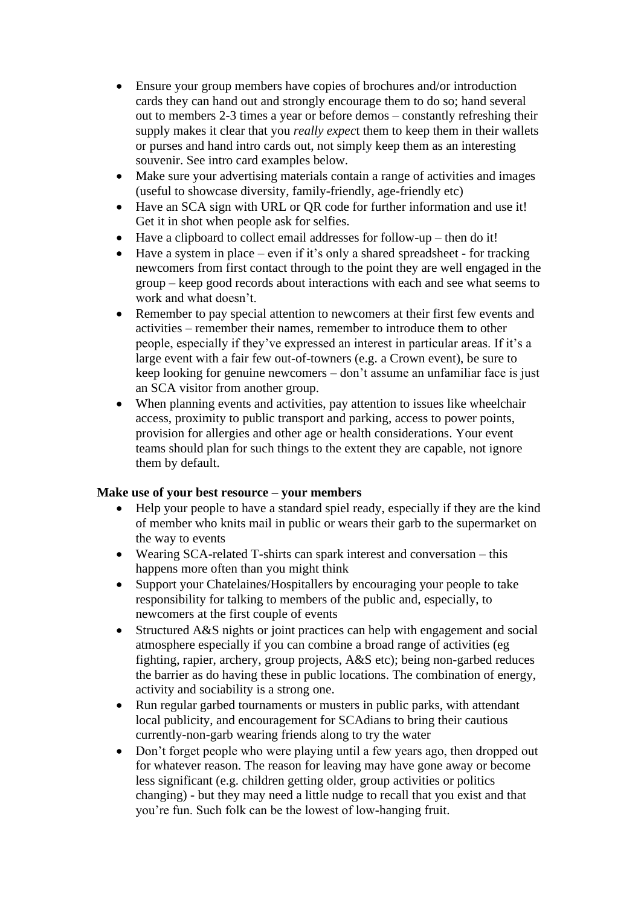- Ensure your group members have copies of brochures and/or introduction cards they can hand out and strongly encourage them to do so; hand several out to members 2-3 times a year or before demos – constantly refreshing their supply makes it clear that you *really expect* them to keep them in their wallets or purses and hand intro cards out, not simply keep them as an interesting souvenir. See intro card examples below.
- Make sure your advertising materials contain a range of activities and images (useful to showcase diversity, family-friendly, age-friendly etc)
- Have an SCA sign with URL or QR code for further information and use it! Get it in shot when people ask for selfies.
- Have a clipboard to collect email addresses for follow-up – then do it!
- Have a system in place – even if it's only a shared spreadsheet - for tracking newcomers from first contact through to the point they are well engaged in the group – keep good records about interactions with each and see what seems to work and what doesn't.
- Remember to pay special attention to newcomers at their first few events and activities – remember their names, remember to introduce them to other people, especially if they've expressed an interest in particular areas. If it's a large event with a fair few out-of-towners (e.g. a Crown event), be sure to keep looking for genuine newcomers – don't assume an unfamiliar face is just an SCA visitor from another group.
- When planning events and activities, pay attention to issues like wheelchair access, proximity to public transport and parking, access to power points, provision for allergies and other age or health considerations. Your event teams should plan for such things to the extent they are capable, not ignore them by default.

**Make use of your best resource – your members**

- Help your people to have a standard spiel ready, especially if they are the kind of member who knits mail in public or wears their garb to the supermarket on the way to events
- Wearing SCA-related T-shirts can spark interest and conversation – this happens more often than you might think
- Support your Chatelaines/Hospitallers by encouraging your people to take responsibility for talking to members of the public and, especially, to newcomers at the first couple of events
- Structured A&S nights or joint practices can help with engagement and social atmosphere especially if you can combine a broad range of activities (eg fighting, rapier, archery, group projects, A&S etc); being non-garbed reduces the barrier as do having these in public locations. The combination of energy, activity and sociability is a strong one.
- Run regular garbed tournaments or musters in public parks, with attendant local publicity, and encouragement for SCAdians to bring their cautious currently-non-garb wearing friends along to try the water
- Don't forget people who were playing until a few years ago, then dropped out for whatever reason. The reason for leaving may have gone away or become less significant (e.g. children getting older, group activities or politics changing) - but they may need a little nudge to recall that you exist and that you're fun. Such folk can be the lowest of low-hanging fruit.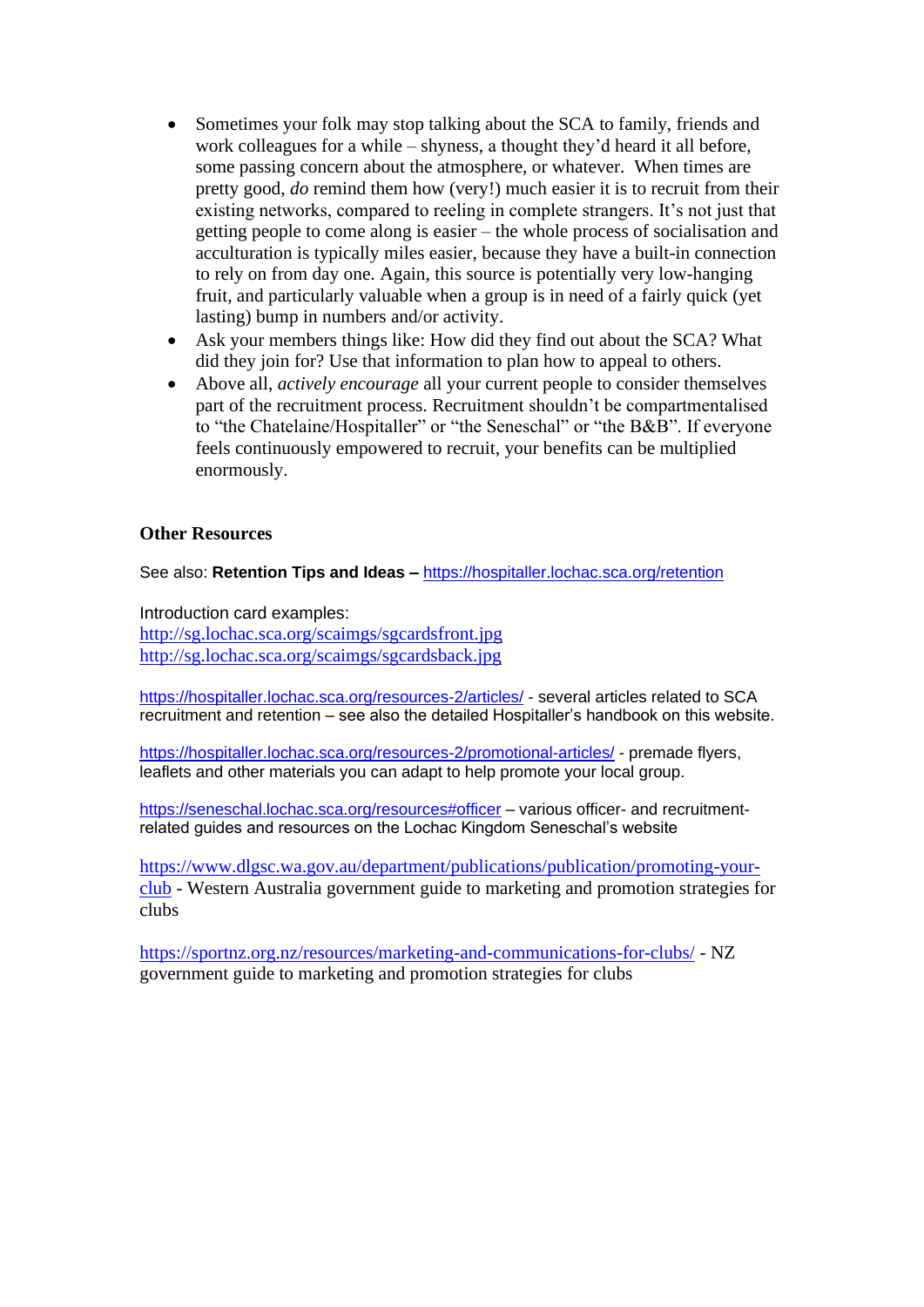- Sometimes your folk may stop talking about the SCA to family, friends and work colleagues for a while – shyness, a thought they'd heard it all before, some passing concern about the atmosphere, or whatever. When times are pretty good, *do* remind them how (very!) much easier it is to recruit from their existing networks, compared to reeling in complete strangers. It's not just that getting people to come along is easier – the whole process of socialisation and acculturation is typically miles easier, because they have a built-in connection to rely on from day one. Again, this source is potentially very low-hanging fruit, and particularly valuable when a group is in need of a fairly quick (yet lasting) bump in numbers and/or activity.
- Ask your members things like: How did they find out about the SCA? What did they join for? Use that information to plan how to appeal to others.
- Above all, *actively encourage* all your current people to consider themselves part of the recruitment process. Recruitment shouldn't be compartmentalised to "the Chatelaine/Hospitaller" or "the Seneschal" or "the B&B". If everyone feels continuously empowered to recruit, your benefits can be multiplied enormously.

**Other Resources**

See also: **Retention Tips and Ideas –** https://hospitaller.lochac.sca.org/retention

Introduction card examples:
http://sg.lochac.sca.org/scaimgs/sgcardsfront.jpg
http://sg.lochac.sca.org/scaimgs/sgcardsback.jpg

https://hospitaller.lochac.sca.org/resources-2/articles/ - several articles related to SCA recruitment and retention – see also the detailed Hospitaller's handbook on this website.

https://hospitaller.lochac.sca.org/resources-2/promotional-articles/ - premade flyers, leaflets and other materials you can adapt to help promote your local group.

https://seneschal.lochac.sca.org/resources#officer – various officer- and recruitment-related guides and resources on the Lochac Kingdom Seneschal's website

https://www.dlgsc.wa.gov.au/department/publications/publication/promoting-your-club - Western Australia government guide to marketing and promotion strategies for clubs

https://sportnz.org.nz/resources/marketing-and-communications-for-clubs/ - NZ government guide to marketing and promotion strategies for clubs